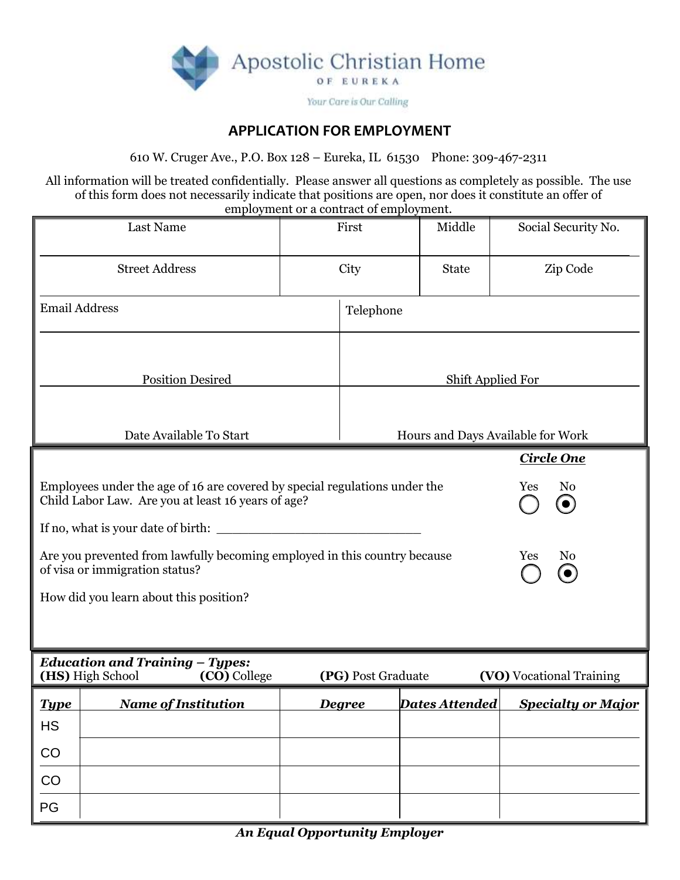Apostolic Christian Home OF EUREKA

Your Care is Our Calling

## APPLICATION FOR EMPLOYMENT

610 W. Cruger Ave., P.O. Box 128 – Eureka, IL 61530 Phone: 309-467-2311

All information will be treated confidentially. Please answer all questions as completely as possible. The use of this form does not necessarily indicate that positions are open, nor does it constitute an offer of employment or a contract of employment.

| Last Name | First | Middle | Social Security No. |
|---|---|---|---|
| | | | |
| **Street Address** | **City** | **State** | **Zip Code** |
| | | | |

| Email Address | Telephone |
|---|---|
| | |
| **Position Desired** | **Shift Applied For** |
| | |
| **Date Available To Start** | **Hours and Days Available for Work** |

***Circle One***

Employees under the age of 16 are covered by special regulations under the Child Labor Law. Are you at least 16 years of age? Yes ○ No ◉

If no, what is your date of birth: ___________________________

Are you prevented from lawfully becoming employed in this country because of visa or immigration status? Yes ○ No ◉

How did you learn about this position?

***Education and Training – Types:***
**(HS)** High School **(CO)** College **(PG)** Post Graduate **(VO)** Vocational Training

| *Type* | *Name of Institution* | *Degree* | *Dates Attended* | *Specialty or Major* |
|---|---|---|---|---|
| HS | | | | |
| CO | | | | |
| CO | | | | |
| PG | | | | |

***An Equal Opportunity Employer***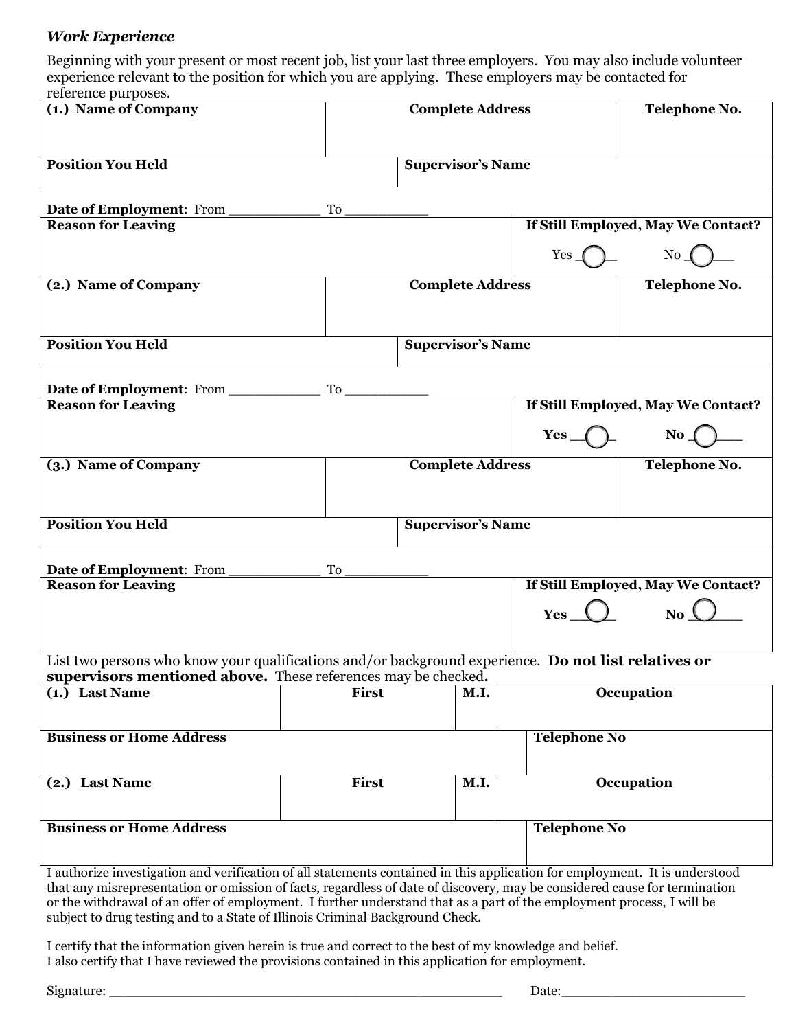***Work Experience***

Beginning with your present or most recent job, list your last three employers. You may also include volunteer experience relevant to the position for which you are applying. These employers may be contacted for reference purposes.

| **(1.) Name of Company** | **Complete Address** | **Telephone No.** |
|---|---|---|
| **Position You Held** | **Supervisor's Name** | |
| **Date of Employment**: From ___________ To __________ | | |
| **Reason for Leaving** | **If Still Employed, May We Contact?** Yes ___ No ___ | |

| **(2.) Name of Company** | **Complete Address** | **Telephone No.** |
|---|---|---|
| **Position You Held** | **Supervisor's Name** | |
| **Date of Employment**: From ___________ To __________ | | |
| **Reason for Leaving** | **If Still Employed, May We Contact?** **Yes** ___ **No** ___ | |

| **(3.) Name of Company** | **Complete Address** | **Telephone No.** |
|---|---|---|
| **Position You Held** | **Supervisor's Name** | |
| **Date of Employment**: From ___________ To __________ | | |
| **Reason for Leaving** | **If Still Employed, May We Contact?** **Yes** ___ **No** ___ | |

List two persons who know your qualifications and/or background experience. **Do not list relatives or supervisors mentioned above.** These references may be checked**.**

| **(1.) Last Name** | **First** | **M.I.** | **Occupation** |
|---|---|---|---|
| **Business or Home Address** | | | **Telephone No** |

| **(2.) Last Name** | **First** | **M.I.** | **Occupation** |
|---|---|---|---|
| **Business or Home Address** | | | **Telephone No** |

I authorize investigation and verification of all statements contained in this application for employment. It is understood that any misrepresentation or omission of facts, regardless of date of discovery, may be considered cause for termination or the withdrawal of an offer of employment. I further understand that as a part of the employment process, I will be subject to drug testing and to a State of Illinois Criminal Background Check.

I certify that the information given herein is true and correct to the best of my knowledge and belief.
I also certify that I have reviewed the provisions contained in this application for employment.

Signature: ____________________________________________ Date:______________________